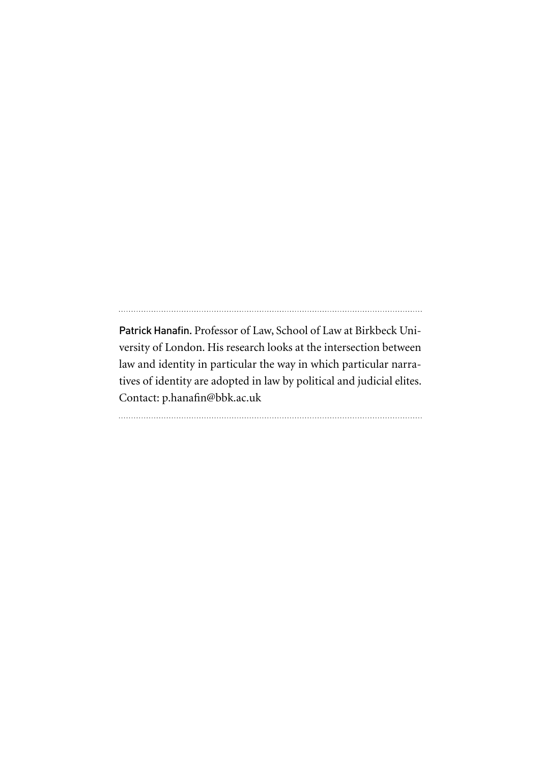**Patrick Hanafin.** Professor of Law, School of Law at Birkbeck University of London. His research looks at the intersection between law and identity in particular the way in which particular narratives of identity are adopted in law by political and judicial elites. Contact: p.hanafin@bbk.ac.uk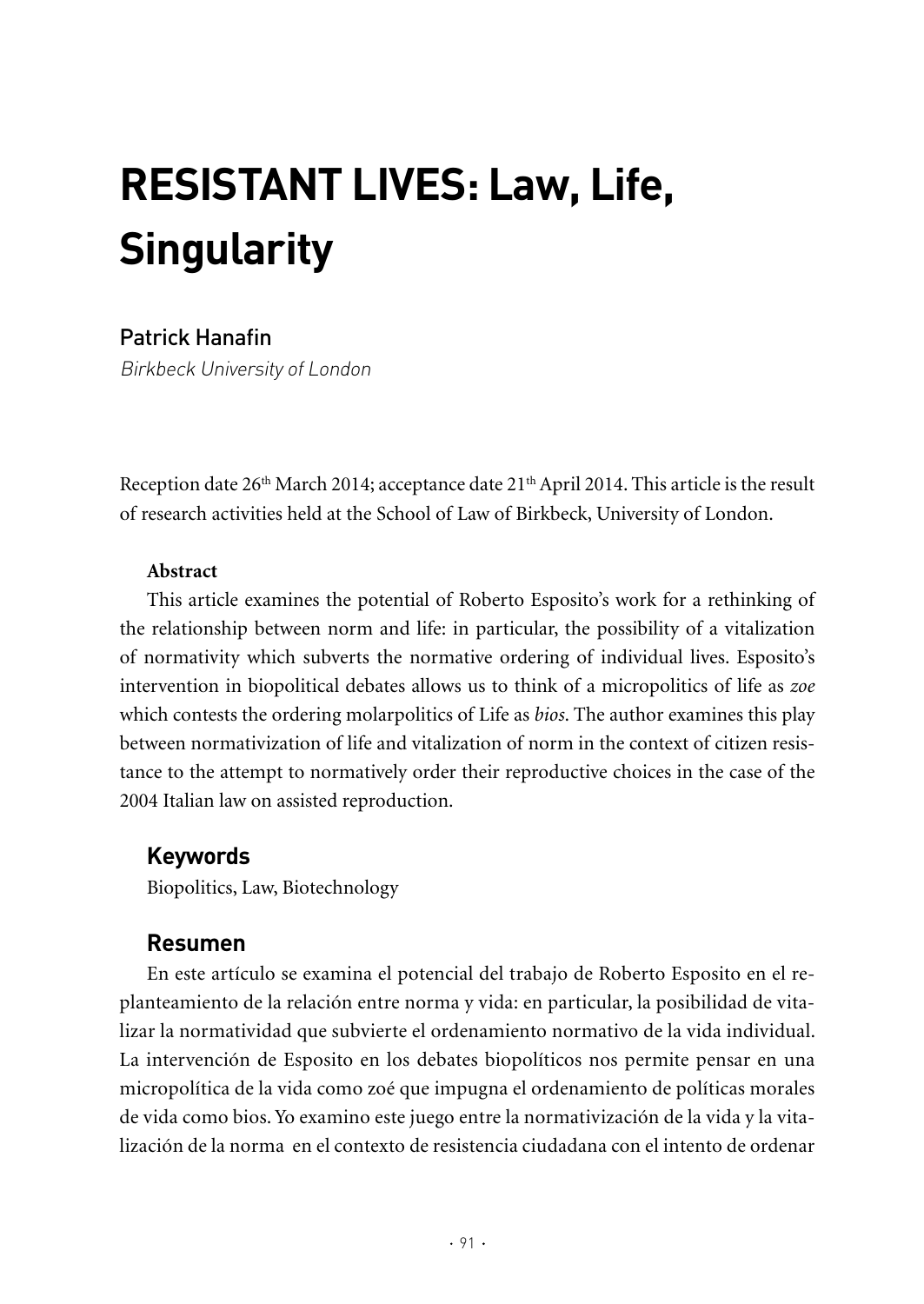# RESISTANT LIVES: Law, Life, Singularity

Patrick Hanafin

*Birkbeck University of London*

Reception date 26th March 2014; acceptance date 21th April 2014. This article is the result of research activities held at the School of Law of Birkbeck, University of London.

**Abstract**

This article examines the potential of Roberto Esposito's work for a rethinking of the relationship between norm and life: in particular, the possibility of a vitalization of normativity which subverts the normative ordering of individual lives. Esposito's intervention in biopolitical debates allows us to think of a micropolitics of life as *zoe* which contests the ordering molarpolitics of Life as *bios*. The author examines this play between normativization of life and vitalization of norm in the context of citizen resistance to the attempt to normatively order their reproductive choices in the case of the 2004 Italian law on assisted reproduction.

### Keywords

Biopolitics, Law, Biotechnology

### Resumen

En este artículo se examina el potencial del trabajo de Roberto Esposito en el replanteamiento de la relación entre norma y vida: en particular, la posibilidad de vitalizar la normatividad que subvierte el ordenamiento normativo de la vida individual. La intervención de Esposito en los debates biopolíticos nos permite pensar en una micropolítica de la vida como zoé que impugna el ordenamiento de políticas morales de vida como bios. Yo examino este juego entre la normativización de la vida y la vitalización de la norma en el contexto de resistencia ciudadana con el intento de ordenar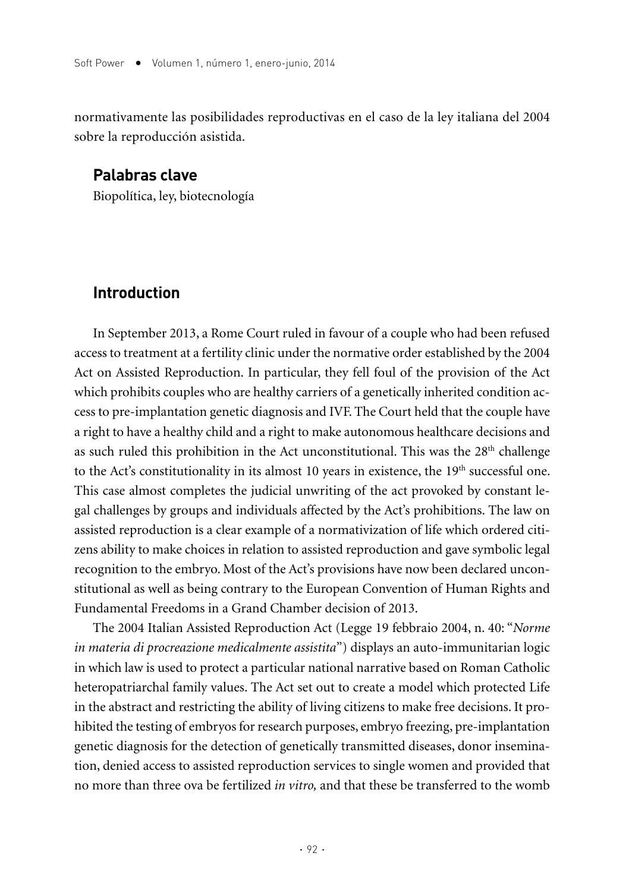normativamente las posibilidades reproductivas en el caso de la ley italiana del 2004 sobre la reproducción asistida.

### Palabras clave

Biopolítica, ley, biotecnología

## Introduction

In September 2013, a Rome Court ruled in favour of a couple who had been refused access to treatment at a fertility clinic under the normative order established by the 2004 Act on Assisted Reproduction. In particular, they fell foul of the provision of the Act which prohibits couples who are healthy carriers of a genetically inherited condition access to pre-implantation genetic diagnosis and IVF. The Court held that the couple have a right to have a healthy child and a right to make autonomous healthcare decisions and as such ruled this prohibition in the Act unconstitutional. This was the 28th challenge to the Act's constitutionality in its almost 10 years in existence, the 19th successful one. This case almost completes the judicial unwriting of the act provoked by constant legal challenges by groups and individuals affected by the Act's prohibitions. The law on assisted reproduction is a clear example of a normativization of life which ordered citizens ability to make choices in relation to assisted reproduction and gave symbolic legal recognition to the embryo. Most of the Act's provisions have now been declared unconstitutional as well as being contrary to the European Convention of Human Rights and Fundamental Freedoms in a Grand Chamber decision of 2013.

The 2004 Italian Assisted Reproduction Act (Legge 19 febbraio 2004, n. 40: "*Norme in materia di procreazione medicalmente assistita*") displays an auto-immunitarian logic in which law is used to protect a particular national narrative based on Roman Catholic heteropatriarchal family values. The Act set out to create a model which protected Life in the abstract and restricting the ability of living citizens to make free decisions. It prohibited the testing of embryos for research purposes, embryo freezing, pre-implantation genetic diagnosis for the detection of genetically transmitted diseases, donor insemination, denied access to assisted reproduction services to single women and provided that no more than three ova be fertilized *in vitro,* and that these be transferred to the womb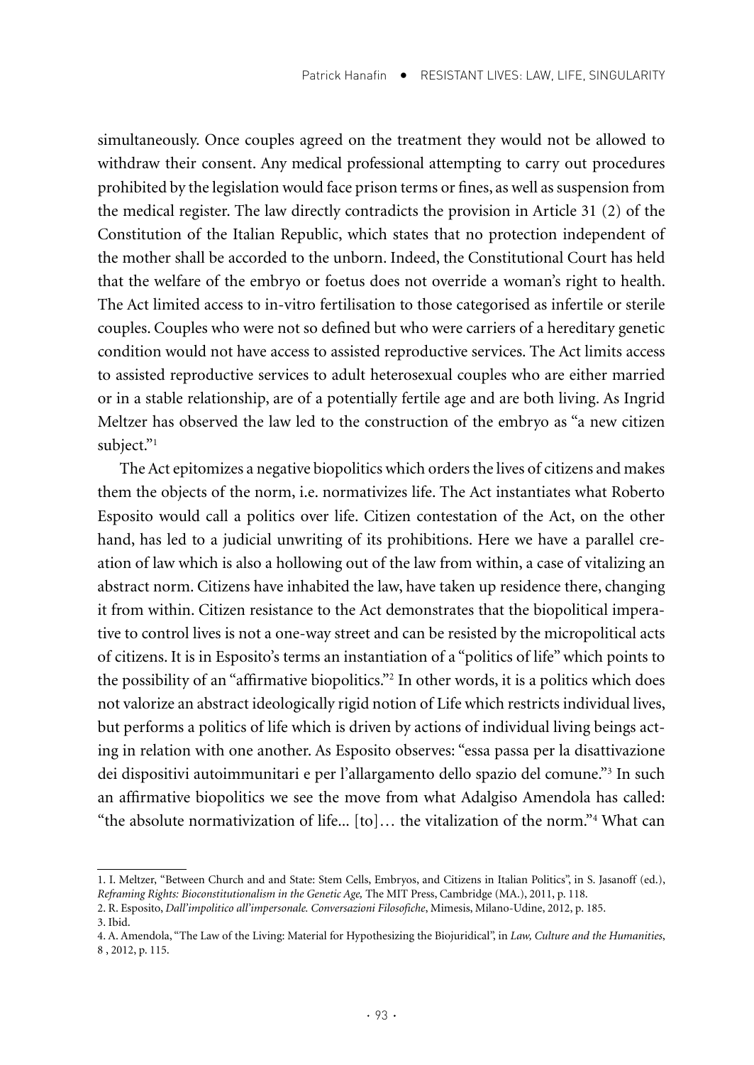simultaneously. Once couples agreed on the treatment they would not be allowed to withdraw their consent. Any medical professional attempting to carry out procedures prohibited by the legislation would face prison terms or fines, as well as suspension from the medical register. The law directly contradicts the provision in Article 31 (2) of the Constitution of the Italian Republic, which states that no protection independent of the mother shall be accorded to the unborn. Indeed, the Constitutional Court has held that the welfare of the embryo or foetus does not override a woman's right to health. The Act limited access to in-vitro fertilisation to those categorised as infertile or sterile couples. Couples who were not so defined but who were carriers of a hereditary genetic condition would not have access to assisted reproductive services. The Act limits access to assisted reproductive services to adult heterosexual couples who are either married or in a stable relationship, are of a potentially fertile age and are both living. As Ingrid Meltzer has observed the law led to the construction of the embryo as "a new citizen subject."[1]

The Act epitomizes a negative biopolitics which orders the lives of citizens and makes them the objects of the norm, i.e. normativizes life. The Act instantiates what Roberto Esposito would call a politics over life. Citizen contestation of the Act, on the other hand, has led to a judicial unwriting of its prohibitions. Here we have a parallel creation of law which is also a hollowing out of the law from within, a case of vitalizing an abstract norm. Citizens have inhabited the law, have taken up residence there, changing it from within. Citizen resistance to the Act demonstrates that the biopolitical imperative to control lives is not a one-way street and can be resisted by the micropolitical acts of citizens. It is in Esposito's terms an instantiation of a "politics of life" which points to the possibility of an "affirmative biopolitics."[2] In other words, it is a politics which does not valorize an abstract ideologically rigid notion of Life which restricts individual lives, but performs a politics of life which is driven by actions of individual living beings acting in relation with one another. As Esposito observes: "essa passa per la disattivazione dei dispositivi autoimmunitari e per l'allargamento dello spazio del comune."[3] In such an affirmative biopolitics we see the move from what Adalgiso Amendola has called: "the absolute normativization of life... [to]… the vitalization of the norm."[4] What can

---

1. I. Meltzer, "Between Church and and State: Stem Cells, Embryos, and Citizens in Italian Politics", in S. Jasanoff (ed.), *Reframing Rights: Bioconstitutionalism in the Genetic Age,* The MIT Press, Cambridge (MA.), 2011, p. 118.
2. R. Esposito, *Dall'impolitico all'impersonale. Conversazioni Filosofiche*, Mimesis, Milano-Udine, 2012, p. 185.
3. Ibid.
4. A. Amendola, "The Law of the Living: Material for Hypothesizing the Biojuridical", in *Law, Culture and the Humanities*, 8 , 2012, p. 115.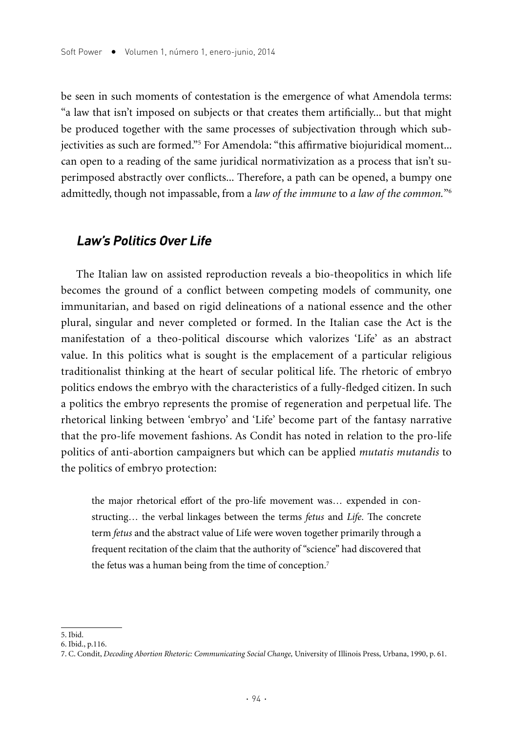be seen in such moments of contestation is the emergence of what Amendola terms: "a law that isn't imposed on subjects or that creates them artificially... but that might be produced together with the same processes of subjectivation through which subjectivities as such are formed."[5] For Amendola: "this affirmative biojuridical moment... can open to a reading of the same juridical normativization as a process that isn't superimposed abstractly over conflicts... Therefore, a path can be opened, a bumpy one admittedly, though not impassable, from a *law of the immune* to *a law of the common.*"[6]

## *Law's Politics Over Life*

The Italian law on assisted reproduction reveals a bio-theopolitics in which life becomes the ground of a conflict between competing models of community, one immunitarian, and based on rigid delineations of a national essence and the other plural, singular and never completed or formed. In the Italian case the Act is the manifestation of a theo-political discourse which valorizes 'Life' as an abstract value. In this politics what is sought is the emplacement of a particular religious traditionalist thinking at the heart of secular political life. The rhetoric of embryo politics endows the embryo with the characteristics of a fully-fledged citizen. In such a politics the embryo represents the promise of regeneration and perpetual life. The rhetorical linking between 'embryo' and 'Life' become part of the fantasy narrative that the pro-life movement fashions. As Condit has noted in relation to the pro-life politics of anti-abortion campaigners but which can be applied *mutatis mutandis* to the politics of embryo protection:

> the major rhetorical effort of the pro-life movement was… expended in constructing… the verbal linkages between the terms *fetus* and *Life*. The concrete term *fetus* and the abstract value of Life were woven together primarily through a frequent recitation of the claim that the authority of "science" had discovered that the fetus was a human being from the time of conception.[7]

---

5. Ibid.
6. Ibid., p.116.
7. C. Condit, *Decoding Abortion Rhetoric: Communicating Social Change,* University of Illinois Press, Urbana, 1990, p. 61.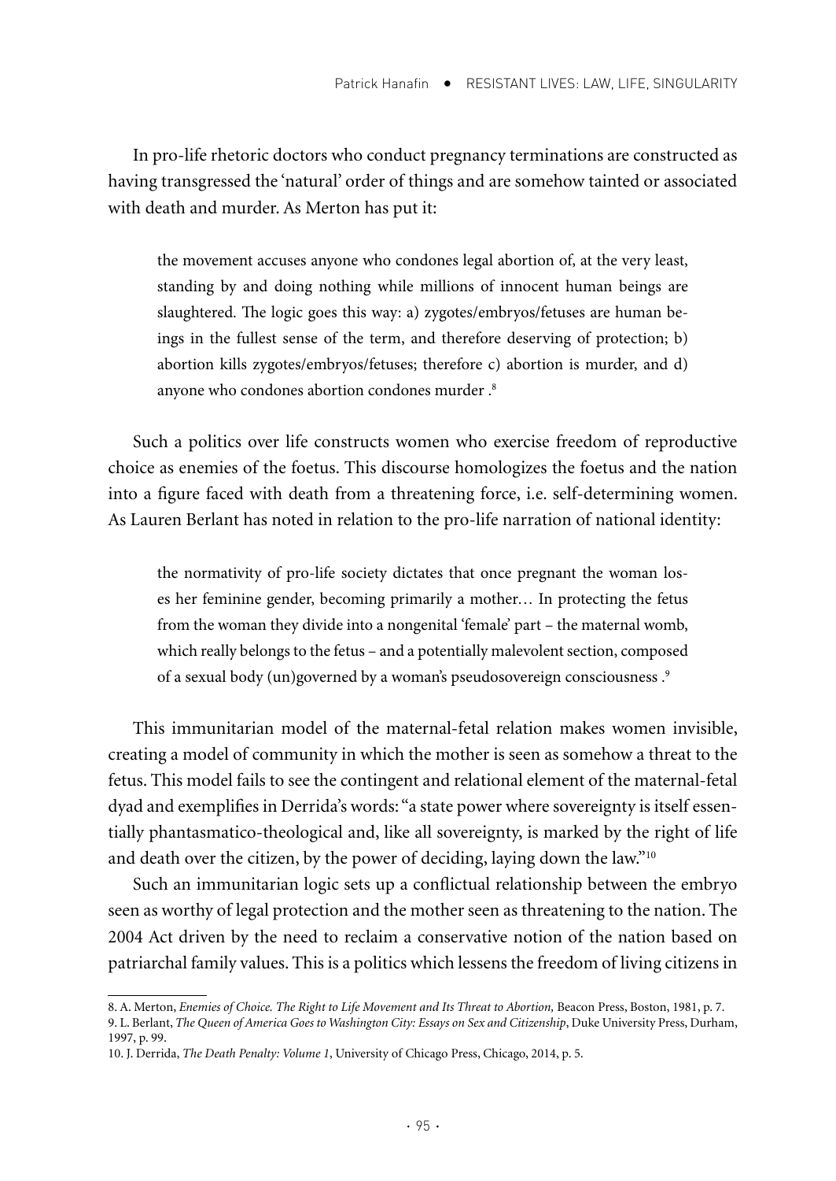In pro-life rhetoric doctors who conduct pregnancy terminations are constructed as having transgressed the 'natural' order of things and are somehow tainted or associated with death and murder. As Merton has put it:

> the movement accuses anyone who condones legal abortion of, at the very least, standing by and doing nothing while millions of innocent human beings are slaughtered. The logic goes this way: a) zygotes/embryos/fetuses are human beings in the fullest sense of the term, and therefore deserving of protection; b) abortion kills zygotes/embryos/fetuses; therefore c) abortion is murder, and d) anyone who condones abortion condones murder .[8]

Such a politics over life constructs women who exercise freedom of reproductive choice as enemies of the foetus. This discourse homologizes the foetus and the nation into a figure faced with death from a threatening force, i.e. self-determining women. As Lauren Berlant has noted in relation to the pro-life narration of national identity:

> the normativity of pro-life society dictates that once pregnant the woman loses her feminine gender, becoming primarily a mother… In protecting the fetus from the woman they divide into a nongenital 'female' part – the maternal womb, which really belongs to the fetus – and a potentially malevolent section, composed of a sexual body (un)governed by a woman's pseudosovereign consciousness .[9]

This immunitarian model of the maternal-fetal relation makes women invisible, creating a model of community in which the mother is seen as somehow a threat to the fetus. This model fails to see the contingent and relational element of the maternal-fetal dyad and exemplifies in Derrida's words: "a state power where sovereignty is itself essentially phantasmatico-theological and, like all sovereignty, is marked by the right of life and death over the citizen, by the power of deciding, laying down the law."[10]

Such an immunitarian logic sets up a conflictual relationship between the embryo seen as worthy of legal protection and the mother seen as threatening to the nation. The 2004 Act driven by the need to reclaim a conservative notion of the nation based on patriarchal family values. This is a politics which lessens the freedom of living citizens in

---

8. A. Merton, *Enemies of Choice. The Right to Life Movement and Its Threat to Abortion,* Beacon Press, Boston, 1981, p. 7.
9. L. Berlant, *The Queen of America Goes to Washington City: Essays on Sex and Citizenship*, Duke University Press, Durham, 1997, p. 99.
10. J. Derrida, *The Death Penalty: Volume 1*, University of Chicago Press, Chicago, 2014, p. 5.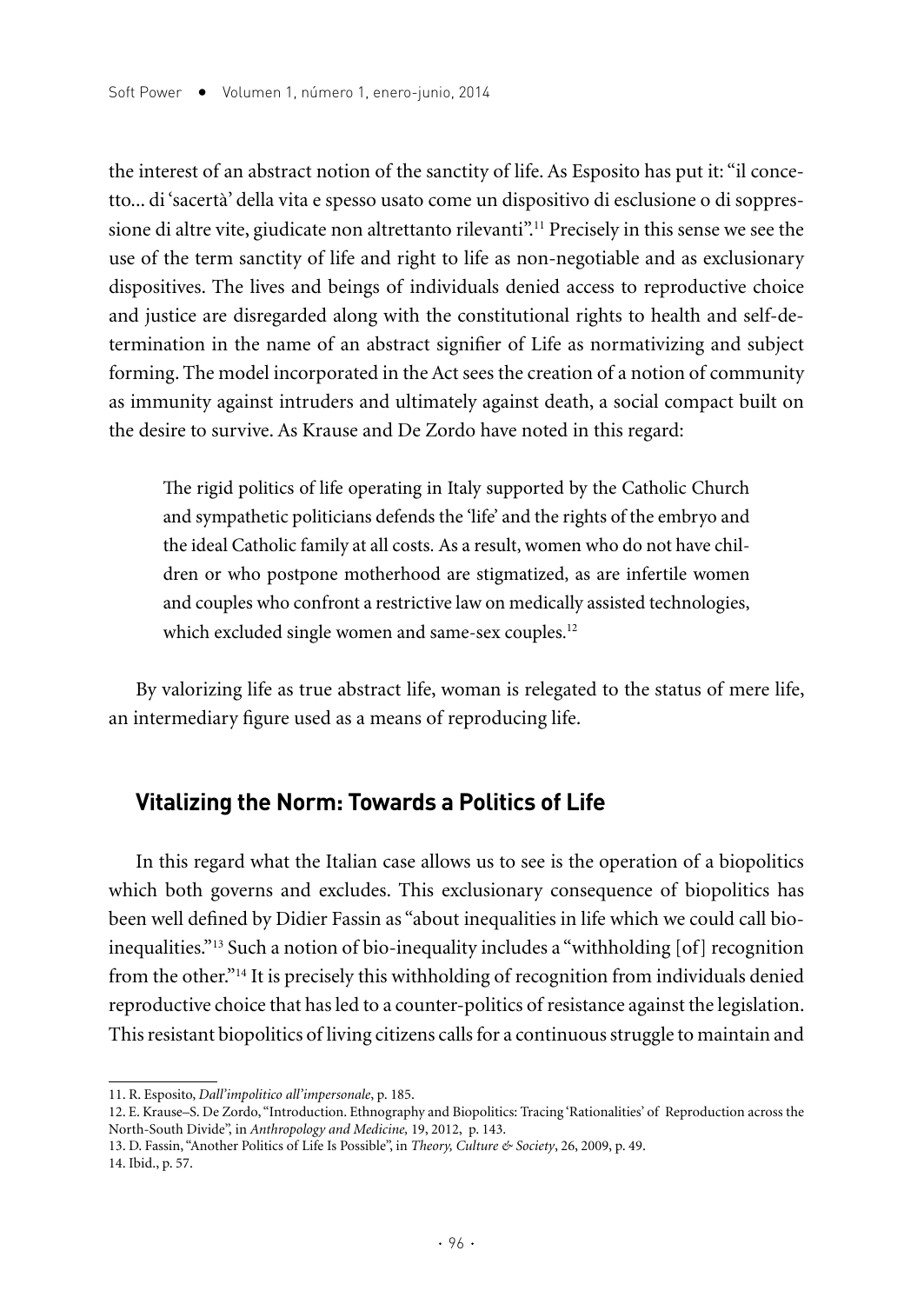the interest of an abstract notion of the sanctity of life. As Esposito has put it: "il concetto... di 'sacertà' della vita e spesso usato come un dispositivo di esclusione o di soppressione di altre vite, giudicate non altrettanto rilevanti".[11] Precisely in this sense we see the use of the term sanctity of life and right to life as non-negotiable and as exclusionary dispositives. The lives and beings of individuals denied access to reproductive choice and justice are disregarded along with the constitutional rights to health and self-determination in the name of an abstract signifier of Life as normativizing and subject forming. The model incorporated in the Act sees the creation of a notion of community as immunity against intruders and ultimately against death, a social compact built on the desire to survive. As Krause and De Zordo have noted in this regard:

> The rigid politics of life operating in Italy supported by the Catholic Church and sympathetic politicians defends the 'life' and the rights of the embryo and the ideal Catholic family at all costs. As a result, women who do not have children or who postpone motherhood are stigmatized, as are infertile women and couples who confront a restrictive law on medically assisted technologies, which excluded single women and same-sex couples.[12]

By valorizing life as true abstract life, woman is relegated to the status of mere life, an intermediary figure used as a means of reproducing life.

## Vitalizing the Norm: Towards a Politics of Life

In this regard what the Italian case allows us to see is the operation of a biopolitics which both governs and excludes. This exclusionary consequence of biopolitics has been well defined by Didier Fassin as "about inequalities in life which we could call bio-inequalities."[13] Such a notion of bio-inequality includes a "withholding [of] recognition from the other."[14] It is precisely this withholding of recognition from individuals denied reproductive choice that has led to a counter-politics of resistance against the legislation. This resistant biopolitics of living citizens calls for a continuous struggle to maintain and

---

11. R. Esposito, *Dall'impolitico all'impersonale*, p. 185.

12. E. Krause–S. De Zordo, "Introduction. Ethnography and Biopolitics: Tracing 'Rationalities' of Reproduction across the North-South Divide", in *Anthropology and Medicine,* 19, 2012, p. 143.

13. D. Fassin, "Another Politics of Life Is Possible", in *Theory, Culture & Society*, 26, 2009, p. 49.

14. Ibid., p. 57.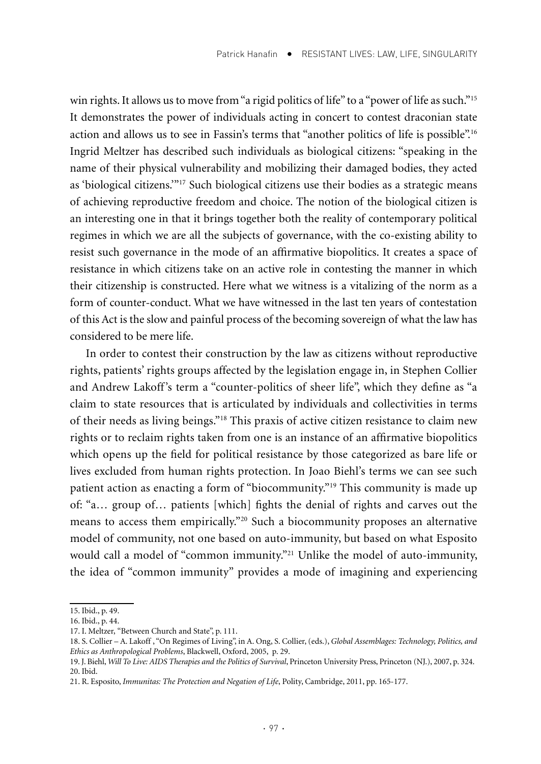win rights. It allows us to move from "a rigid politics of life" to a "power of life as such."[15] It demonstrates the power of individuals acting in concert to contest draconian state action and allows us to see in Fassin's terms that "another politics of life is possible".[16] Ingrid Meltzer has described such individuals as biological citizens: "speaking in the name of their physical vulnerability and mobilizing their damaged bodies, they acted as 'biological citizens.'"[17] Such biological citizens use their bodies as a strategic means of achieving reproductive freedom and choice. The notion of the biological citizen is an interesting one in that it brings together both the reality of contemporary political regimes in which we are all the subjects of governance, with the co-existing ability to resist such governance in the mode of an affirmative biopolitics. It creates a space of resistance in which citizens take on an active role in contesting the manner in which their citizenship is constructed. Here what we witness is a vitalizing of the norm as a form of counter-conduct. What we have witnessed in the last ten years of contestation of this Act is the slow and painful process of the becoming sovereign of what the law has considered to be mere life.

In order to contest their construction by the law as citizens without reproductive rights, patients' rights groups affected by the legislation engage in, in Stephen Collier and Andrew Lakoff's term a "counter-politics of sheer life", which they define as "a claim to state resources that is articulated by individuals and collectivities in terms of their needs as living beings."[18] This praxis of active citizen resistance to claim new rights or to reclaim rights taken from one is an instance of an affirmative biopolitics which opens up the field for political resistance by those categorized as bare life or lives excluded from human rights protection. In Joao Biehl's terms we can see such patient action as enacting a form of "biocommunity."[19] This community is made up of: "a… group of… patients [which] fights the denial of rights and carves out the means to access them empirically."[20] Such a biocommunity proposes an alternative model of community, not one based on auto-immunity, but based on what Esposito would call a model of "common immunity."[21] Unlike the model of auto-immunity, the idea of "common immunity" provides a mode of imagining and experiencing

15. Ibid., p. 49.
16. Ibid., p. 44.
17. I. Meltzer, "Between Church and State", p. 111.
18. S. Collier – A. Lakoff , "On Regimes of Living", in A. Ong, S. Collier, (eds.), *Global Assemblages: Technology, Politics, and Ethics as Anthropological Problems*, Blackwell, Oxford, 2005, p. 29.
19. J. Biehl, *Will To Live: AIDS Therapies and the Politics of Survival*, Princeton University Press, Princeton (NJ.), 2007, p. 324.
20. Ibid.
21. R. Esposito, *Immunitas: The Protection and Negation of Life*, Polity, Cambridge, 2011, pp. 165-177.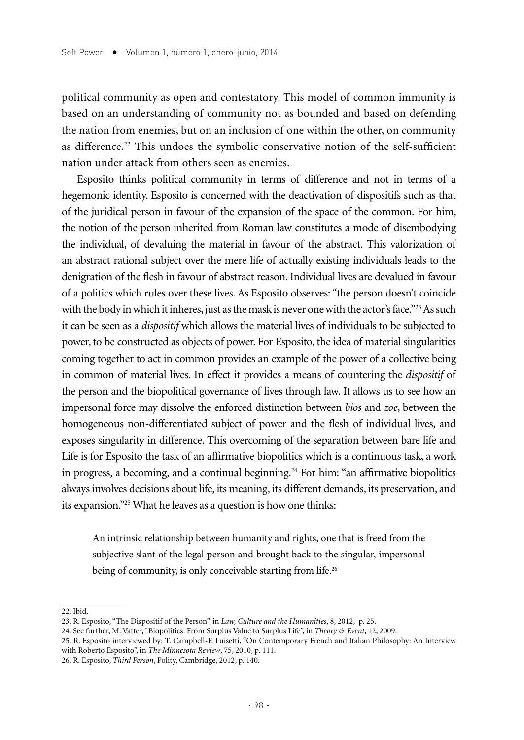political community as open and contestatory. This model of common immunity is based on an understanding of community not as bounded and based on defending the nation from enemies, but on an inclusion of one within the other, on community as difference.[22] This undoes the symbolic conservative notion of the self-sufficient nation under attack from others seen as enemies.

Esposito thinks political community in terms of difference and not in terms of a hegemonic identity. Esposito is concerned with the deactivation of dispositifs such as that of the juridical person in favour of the expansion of the space of the common. For him, the notion of the person inherited from Roman law constitutes a mode of disembodying the individual, of devaluing the material in favour of the abstract. This valorization of an abstract rational subject over the mere life of actually existing individuals leads to the denigration of the flesh in favour of abstract reason. Individual lives are devalued in favour of a politics which rules over these lives. As Esposito observes: "the person doesn't coincide with the body in which it inheres, just as the mask is never one with the actor's face."[23] As such it can be seen as a *dispositif* which allows the material lives of individuals to be subjected to power, to be constructed as objects of power. For Esposito, the idea of material singularities coming together to act in common provides an example of the power of a collective being in common of material lives. In effect it provides a means of countering the *dispositif* of the person and the biopolitical governance of lives through law. It allows us to see how an impersonal force may dissolve the enforced distinction between *bios* and *zoe*, between the homogeneous non-differentiated subject of power and the flesh of individual lives, and exposes singularity in difference. This overcoming of the separation between bare life and Life is for Esposito the task of an affirmative biopolitics which is a continuous task, a work in progress, a becoming, and a continual beginning.[24] For him: "an affirmative biopolitics always involves decisions about life, its meaning, its different demands, its preservation, and its expansion."[25] What he leaves as a question is how one thinks:

> An intrinsic relationship between humanity and rights, one that is freed from the subjective slant of the legal person and brought back to the singular, impersonal being of community, is only conceivable starting from life.[26]

---

22. Ibid.

23. R. Esposito, "The Dispositif of the Person", in *Law, Culture and the Humanities*, 8, 2012, p. 25.

24. See further, M. Vatter, "Biopolitics. From Surplus Value to Surplus Life", in *Theory & Event*, 12, 2009.

25. R. Esposito interviewed by: T. Campbell-F. Luisetti, "On Contemporary French and Italian Philosophy: An Interview with Roberto Esposito", in *The Minnesota Review*, 75, 2010, p. 111.

26. R. Esposito, *Third Person*, Polity, Cambridge, 2012, p. 140.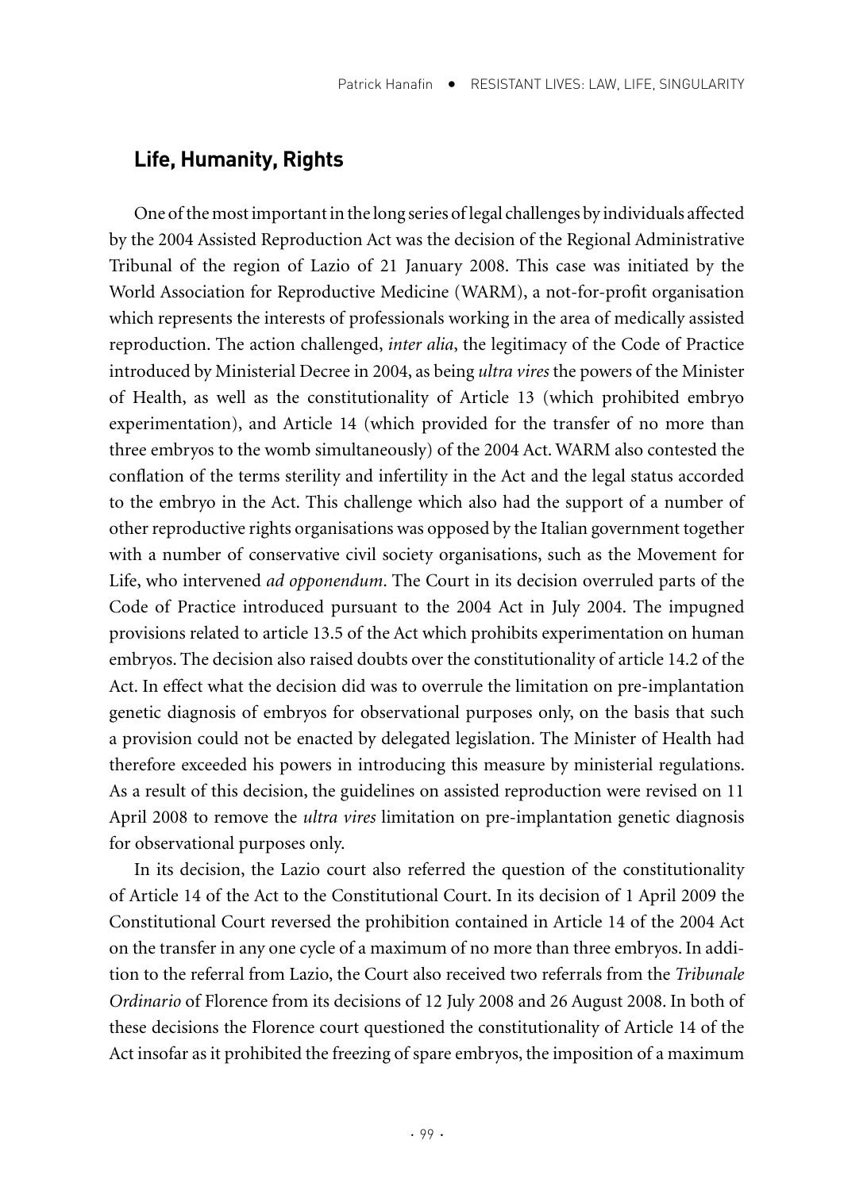## Life, Humanity, Rights

One of the most important in the long series of legal challenges by individuals affected by the 2004 Assisted Reproduction Act was the decision of the Regional Administrative Tribunal of the region of Lazio of 21 January 2008. This case was initiated by the World Association for Reproductive Medicine (WARM), a not-for-profit organisation which represents the interests of professionals working in the area of medically assisted reproduction. The action challenged, *inter alia*, the legitimacy of the Code of Practice introduced by Ministerial Decree in 2004, as being *ultra vires* the powers of the Minister of Health, as well as the constitutionality of Article 13 (which prohibited embryo experimentation), and Article 14 (which provided for the transfer of no more than three embryos to the womb simultaneously) of the 2004 Act. WARM also contested the conflation of the terms sterility and infertility in the Act and the legal status accorded to the embryo in the Act. This challenge which also had the support of a number of other reproductive rights organisations was opposed by the Italian government together with a number of conservative civil society organisations, such as the Movement for Life, who intervened *ad opponendum*. The Court in its decision overruled parts of the Code of Practice introduced pursuant to the 2004 Act in July 2004. The impugned provisions related to article 13.5 of the Act which prohibits experimentation on human embryos. The decision also raised doubts over the constitutionality of article 14.2 of the Act. In effect what the decision did was to overrule the limitation on pre-implantation genetic diagnosis of embryos for observational purposes only, on the basis that such a provision could not be enacted by delegated legislation. The Minister of Health had therefore exceeded his powers in introducing this measure by ministerial regulations. As a result of this decision, the guidelines on assisted reproduction were revised on 11 April 2008 to remove the *ultra vires* limitation on pre-implantation genetic diagnosis for observational purposes only.

In its decision, the Lazio court also referred the question of the constitutionality of Article 14 of the Act to the Constitutional Court. In its decision of 1 April 2009 the Constitutional Court reversed the prohibition contained in Article 14 of the 2004 Act on the transfer in any one cycle of a maximum of no more than three embryos. In addition to the referral from Lazio, the Court also received two referrals from the *Tribunale Ordinario* of Florence from its decisions of 12 July 2008 and 26 August 2008. In both of these decisions the Florence court questioned the constitutionality of Article 14 of the Act insofar as it prohibited the freezing of spare embryos, the imposition of a maximum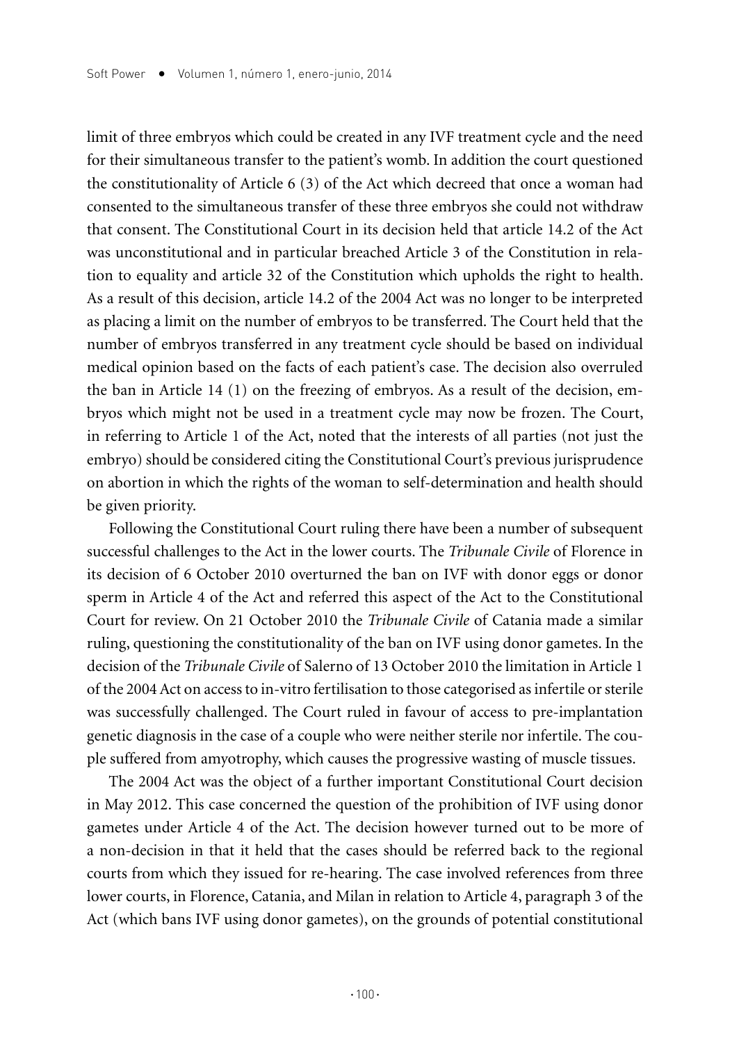limit of three embryos which could be created in any IVF treatment cycle and the need for their simultaneous transfer to the patient's womb. In addition the court questioned the constitutionality of Article 6 (3) of the Act which decreed that once a woman had consented to the simultaneous transfer of these three embryos she could not withdraw that consent. The Constitutional Court in its decision held that article 14.2 of the Act was unconstitutional and in particular breached Article 3 of the Constitution in relation to equality and article 32 of the Constitution which upholds the right to health. As a result of this decision, article 14.2 of the 2004 Act was no longer to be interpreted as placing a limit on the number of embryos to be transferred. The Court held that the number of embryos transferred in any treatment cycle should be based on individual medical opinion based on the facts of each patient's case. The decision also overruled the ban in Article 14 (1) on the freezing of embryos. As a result of the decision, embryos which might not be used in a treatment cycle may now be frozen. The Court, in referring to Article 1 of the Act, noted that the interests of all parties (not just the embryo) should be considered citing the Constitutional Court's previous jurisprudence on abortion in which the rights of the woman to self-determination and health should be given priority.

Following the Constitutional Court ruling there have been a number of subsequent successful challenges to the Act in the lower courts. The *Tribunale Civile* of Florence in its decision of 6 October 2010 overturned the ban on IVF with donor eggs or donor sperm in Article 4 of the Act and referred this aspect of the Act to the Constitutional Court for review. On 21 October 2010 the *Tribunale Civile* of Catania made a similar ruling, questioning the constitutionality of the ban on IVF using donor gametes. In the decision of the *Tribunale Civile* of Salerno of 13 October 2010 the limitation in Article 1 of the 2004 Act on access to in-vitro fertilisation to those categorised as infertile or sterile was successfully challenged. The Court ruled in favour of access to pre-implantation genetic diagnosis in the case of a couple who were neither sterile nor infertile. The couple suffered from amyotrophy, which causes the progressive wasting of muscle tissues.

The 2004 Act was the object of a further important Constitutional Court decision in May 2012. This case concerned the question of the prohibition of IVF using donor gametes under Article 4 of the Act. The decision however turned out to be more of a non-decision in that it held that the cases should be referred back to the regional courts from which they issued for re-hearing. The case involved references from three lower courts, in Florence, Catania, and Milan in relation to Article 4, paragraph 3 of the Act (which bans IVF using donor gametes), on the grounds of potential constitutional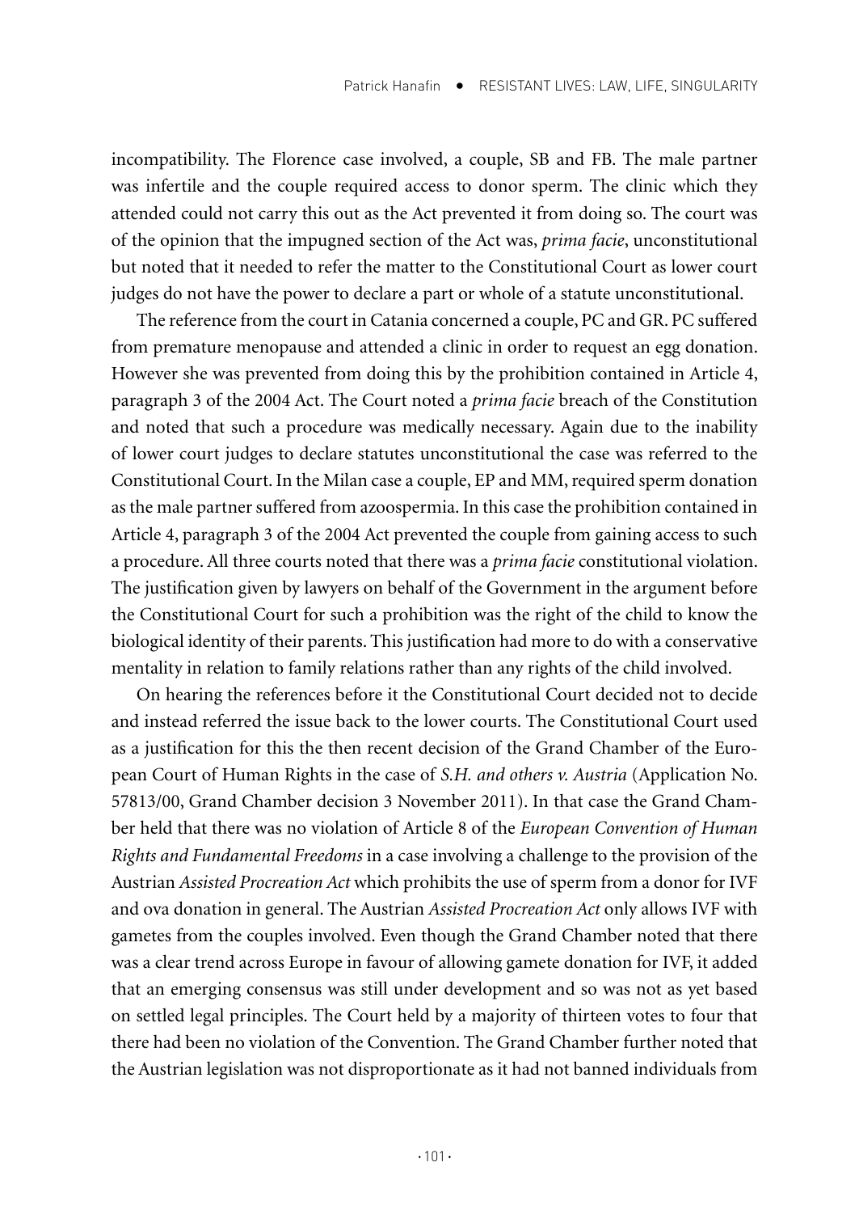incompatibility. The Florence case involved, a couple, SB and FB. The male partner was infertile and the couple required access to donor sperm. The clinic which they attended could not carry this out as the Act prevented it from doing so. The court was of the opinion that the impugned section of the Act was, *prima facie*, unconstitutional but noted that it needed to refer the matter to the Constitutional Court as lower court judges do not have the power to declare a part or whole of a statute unconstitutional.

The reference from the court in Catania concerned a couple, PC and GR. PC suffered from premature menopause and attended a clinic in order to request an egg donation. However she was prevented from doing this by the prohibition contained in Article 4, paragraph 3 of the 2004 Act. The Court noted a *prima facie* breach of the Constitution and noted that such a procedure was medically necessary. Again due to the inability of lower court judges to declare statutes unconstitutional the case was referred to the Constitutional Court. In the Milan case a couple, EP and MM, required sperm donation as the male partner suffered from azoospermia. In this case the prohibition contained in Article 4, paragraph 3 of the 2004 Act prevented the couple from gaining access to such a procedure. All three courts noted that there was a *prima facie* constitutional violation. The justification given by lawyers on behalf of the Government in the argument before the Constitutional Court for such a prohibition was the right of the child to know the biological identity of their parents. This justification had more to do with a conservative mentality in relation to family relations rather than any rights of the child involved.

On hearing the references before it the Constitutional Court decided not to decide and instead referred the issue back to the lower courts. The Constitutional Court used as a justification for this the then recent decision of the Grand Chamber of the European Court of Human Rights in the case of *S.H. and others v. Austria* (Application No. 57813/00, Grand Chamber decision 3 November 2011). In that case the Grand Chamber held that there was no violation of Article 8 of the *European Convention of Human Rights and Fundamental Freedoms* in a case involving a challenge to the provision of the Austrian *Assisted Procreation Act* which prohibits the use of sperm from a donor for IVF and ova donation in general. The Austrian *Assisted Procreation Act* only allows IVF with gametes from the couples involved. Even though the Grand Chamber noted that there was a clear trend across Europe in favour of allowing gamete donation for IVF, it added that an emerging consensus was still under development and so was not as yet based on settled legal principles. The Court held by a majority of thirteen votes to four that there had been no violation of the Convention. The Grand Chamber further noted that the Austrian legislation was not disproportionate as it had not banned individuals from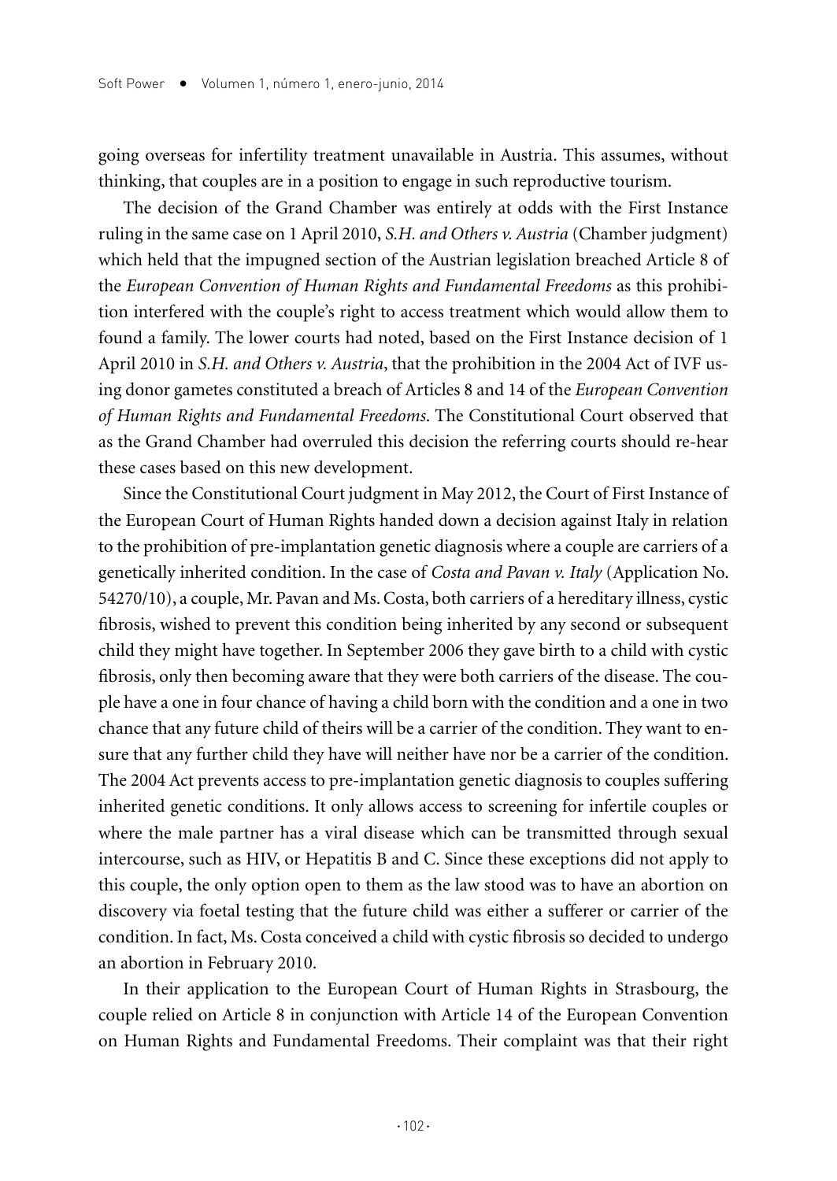going overseas for infertility treatment unavailable in Austria. This assumes, without thinking, that couples are in a position to engage in such reproductive tourism.

The decision of the Grand Chamber was entirely at odds with the First Instance ruling in the same case on 1 April 2010, *S.H. and Others v. Austria* (Chamber judgment) which held that the impugned section of the Austrian legislation breached Article 8 of the *European Convention of Human Rights and Fundamental Freedoms* as this prohibition interfered with the couple's right to access treatment which would allow them to found a family. The lower courts had noted, based on the First Instance decision of 1 April 2010 in *S.H. and Others v. Austria*, that the prohibition in the 2004 Act of IVF using donor gametes constituted a breach of Articles 8 and 14 of the *European Convention of Human Rights and Fundamental Freedoms*. The Constitutional Court observed that as the Grand Chamber had overruled this decision the referring courts should re-hear these cases based on this new development.

Since the Constitutional Court judgment in May 2012, the Court of First Instance of the European Court of Human Rights handed down a decision against Italy in relation to the prohibition of pre-implantation genetic diagnosis where a couple are carriers of a genetically inherited condition. In the case of *Costa and Pavan v. Italy* (Application No. 54270/10), a couple, Mr. Pavan and Ms. Costa, both carriers of a hereditary illness, cystic fibrosis, wished to prevent this condition being inherited by any second or subsequent child they might have together. In September 2006 they gave birth to a child with cystic fibrosis, only then becoming aware that they were both carriers of the disease. The couple have a one in four chance of having a child born with the condition and a one in two chance that any future child of theirs will be a carrier of the condition. They want to ensure that any further child they have will neither have nor be a carrier of the condition. The 2004 Act prevents access to pre-implantation genetic diagnosis to couples suffering inherited genetic conditions. It only allows access to screening for infertile couples or where the male partner has a viral disease which can be transmitted through sexual intercourse, such as HIV, or Hepatitis B and C. Since these exceptions did not apply to this couple, the only option open to them as the law stood was to have an abortion on discovery via foetal testing that the future child was either a sufferer or carrier of the condition. In fact, Ms. Costa conceived a child with cystic fibrosis so decided to undergo an abortion in February 2010.

In their application to the European Court of Human Rights in Strasbourg, the couple relied on Article 8 in conjunction with Article 14 of the European Convention on Human Rights and Fundamental Freedoms. Their complaint was that their right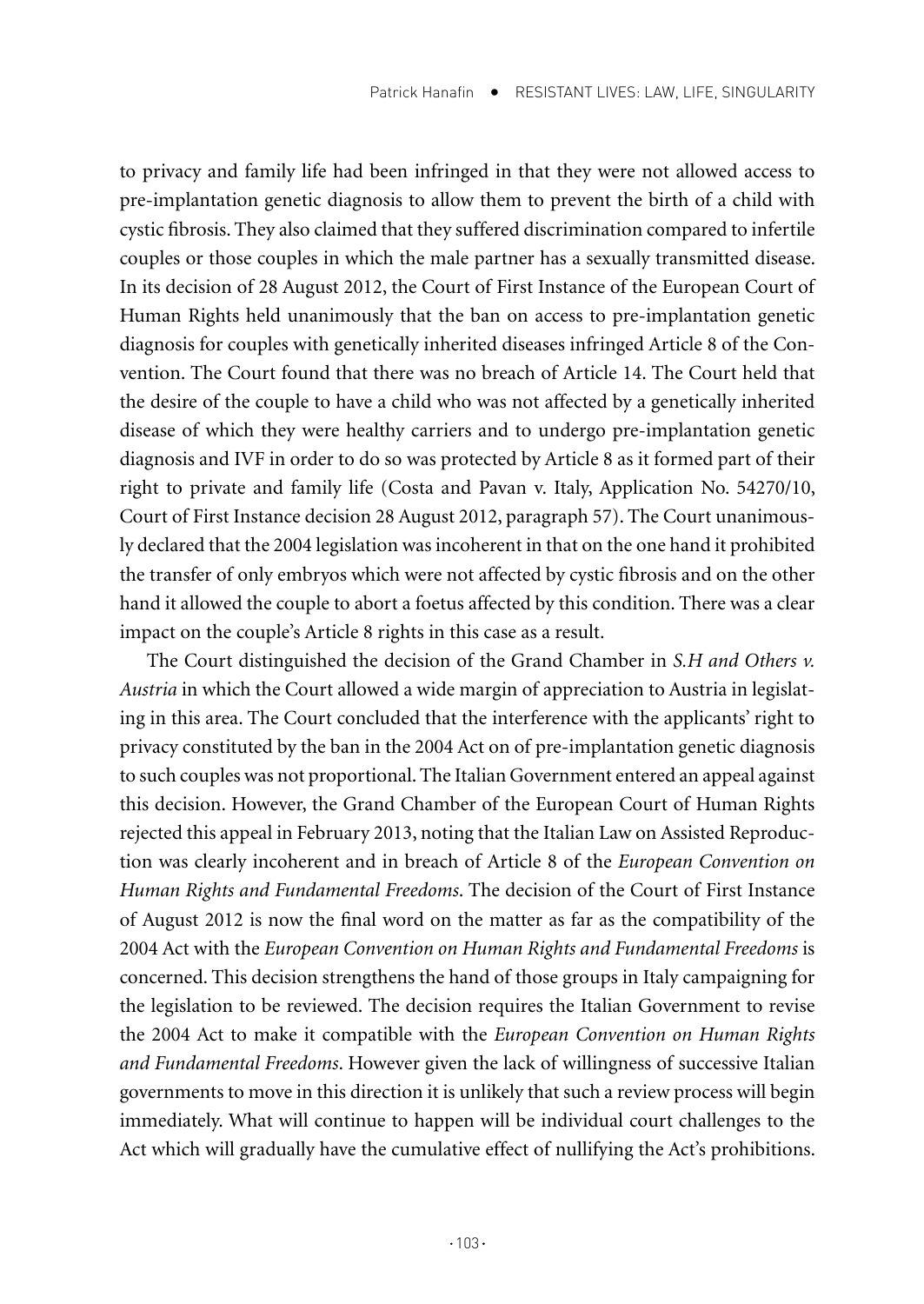to privacy and family life had been infringed in that they were not allowed access to pre-implantation genetic diagnosis to allow them to prevent the birth of a child with cystic fibrosis. They also claimed that they suffered discrimination compared to infertile couples or those couples in which the male partner has a sexually transmitted disease. In its decision of 28 August 2012, the Court of First Instance of the European Court of Human Rights held unanimously that the ban on access to pre-implantation genetic diagnosis for couples with genetically inherited diseases infringed Article 8 of the Convention. The Court found that there was no breach of Article 14. The Court held that the desire of the couple to have a child who was not affected by a genetically inherited disease of which they were healthy carriers and to undergo pre-implantation genetic diagnosis and IVF in order to do so was protected by Article 8 as it formed part of their right to private and family life (Costa and Pavan v. Italy, Application No. 54270/10, Court of First Instance decision 28 August 2012, paragraph 57). The Court unanimously declared that the 2004 legislation was incoherent in that on the one hand it prohibited the transfer of only embryos which were not affected by cystic fibrosis and on the other hand it allowed the couple to abort a foetus affected by this condition. There was a clear impact on the couple's Article 8 rights in this case as a result.

The Court distinguished the decision of the Grand Chamber in *S.H and Others v. Austria* in which the Court allowed a wide margin of appreciation to Austria in legislating in this area. The Court concluded that the interference with the applicants' right to privacy constituted by the ban in the 2004 Act on of pre-implantation genetic diagnosis to such couples was not proportional. The Italian Government entered an appeal against this decision. However, the Grand Chamber of the European Court of Human Rights rejected this appeal in February 2013, noting that the Italian Law on Assisted Reproduction was clearly incoherent and in breach of Article 8 of the *European Convention on Human Rights and Fundamental Freedoms*. The decision of the Court of First Instance of August 2012 is now the final word on the matter as far as the compatibility of the 2004 Act with the *European Convention on Human Rights and Fundamental Freedoms* is concerned. This decision strengthens the hand of those groups in Italy campaigning for the legislation to be reviewed. The decision requires the Italian Government to revise the 2004 Act to make it compatible with the *European Convention on Human Rights and Fundamental Freedoms*. However given the lack of willingness of successive Italian governments to move in this direction it is unlikely that such a review process will begin immediately. What will continue to happen will be individual court challenges to the Act which will gradually have the cumulative effect of nullifying the Act's prohibitions.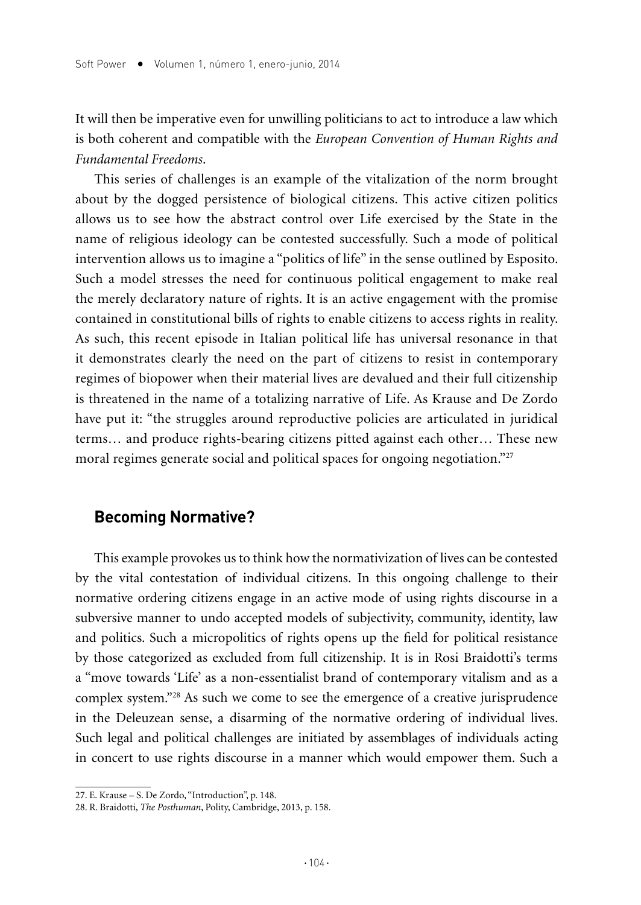It will then be imperative even for unwilling politicians to act to introduce a law which is both coherent and compatible with the *European Convention of Human Rights and Fundamental Freedoms*.

This series of challenges is an example of the vitalization of the norm brought about by the dogged persistence of biological citizens. This active citizen politics allows us to see how the abstract control over Life exercised by the State in the name of religious ideology can be contested successfully. Such a mode of political intervention allows us to imagine a "politics of life" in the sense outlined by Esposito. Such a model stresses the need for continuous political engagement to make real the merely declaratory nature of rights. It is an active engagement with the promise contained in constitutional bills of rights to enable citizens to access rights in reality. As such, this recent episode in Italian political life has universal resonance in that it demonstrates clearly the need on the part of citizens to resist in contemporary regimes of biopower when their material lives are devalued and their full citizenship is threatened in the name of a totalizing narrative of Life. As Krause and De Zordo have put it: "the struggles around reproductive policies are articulated in juridical terms… and produce rights-bearing citizens pitted against each other… These new moral regimes generate social and political spaces for ongoing negotiation."[27]

## Becoming Normative?

This example provokes us to think how the normativization of lives can be contested by the vital contestation of individual citizens. In this ongoing challenge to their normative ordering citizens engage in an active mode of using rights discourse in a subversive manner to undo accepted models of subjectivity, community, identity, law and politics. Such a micropolitics of rights opens up the field for political resistance by those categorized as excluded from full citizenship. It is in Rosi Braidotti's terms a "move towards 'Life' as a non-essentialist brand of contemporary vitalism and as a complex system."[28] As such we come to see the emergence of a creative jurisprudence in the Deleuzean sense, a disarming of the normative ordering of individual lives. Such legal and political challenges are initiated by assemblages of individuals acting in concert to use rights discourse in a manner which would empower them. Such a

27. E. Krause – S. De Zordo, "Introduction", p. 148.

28. R. Braidotti, *The Posthuman*, Polity, Cambridge, 2013, p. 158.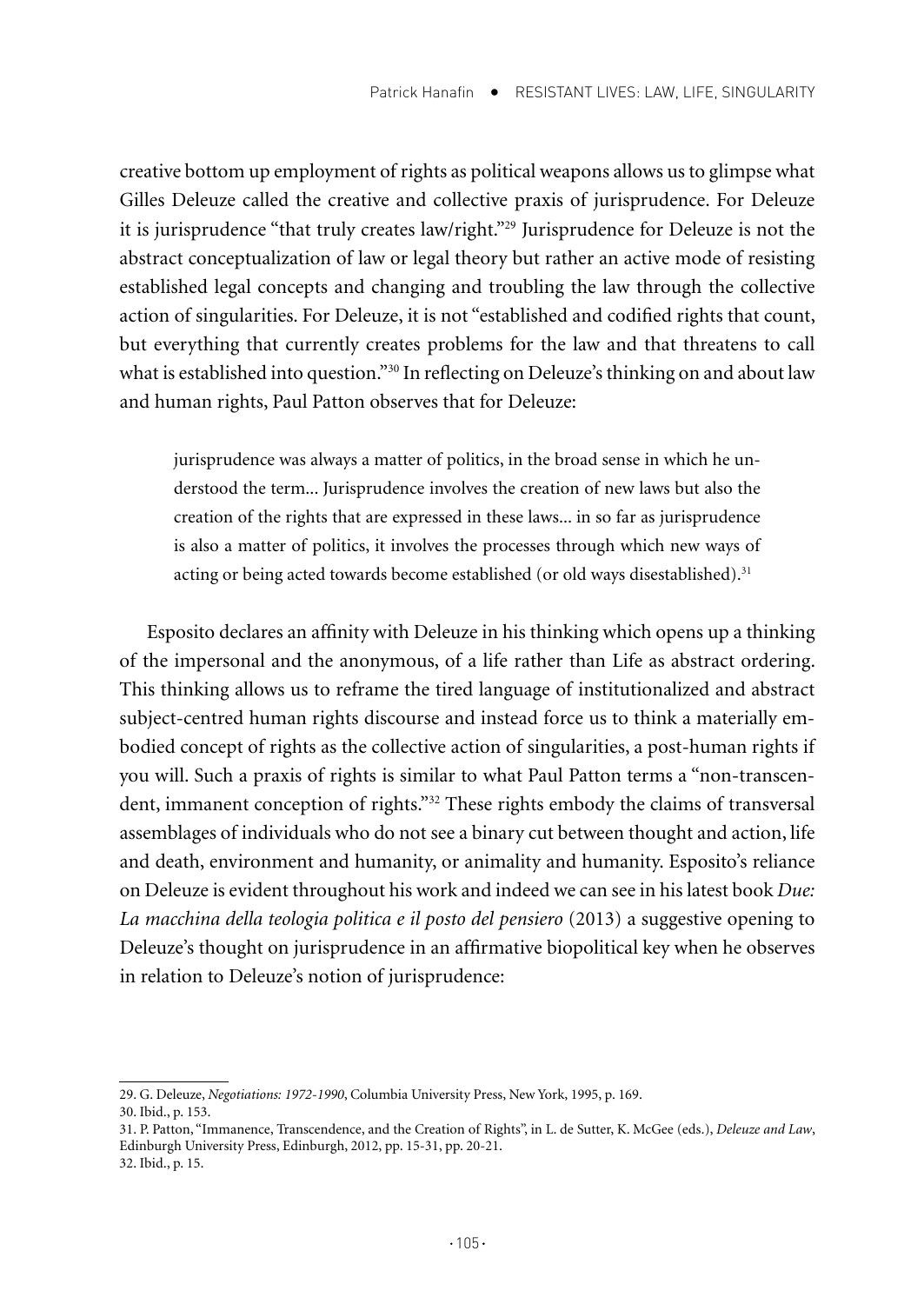creative bottom up employment of rights as political weapons allows us to glimpse what Gilles Deleuze called the creative and collective praxis of jurisprudence. For Deleuze it is jurisprudence "that truly creates law/right."[29] Jurisprudence for Deleuze is not the abstract conceptualization of law or legal theory but rather an active mode of resisting established legal concepts and changing and troubling the law through the collective action of singularities. For Deleuze, it is not "established and codified rights that count, but everything that currently creates problems for the law and that threatens to call what is established into question."[30] In reflecting on Deleuze's thinking on and about law and human rights, Paul Patton observes that for Deleuze:

> jurisprudence was always a matter of politics, in the broad sense in which he understood the term... Jurisprudence involves the creation of new laws but also the creation of the rights that are expressed in these laws... in so far as jurisprudence is also a matter of politics, it involves the processes through which new ways of acting or being acted towards become established (or old ways disestablished).[31]

Esposito declares an affinity with Deleuze in his thinking which opens up a thinking of the impersonal and the anonymous, of a life rather than Life as abstract ordering. This thinking allows us to reframe the tired language of institutionalized and abstract subject-centred human rights discourse and instead force us to think a materially embodied concept of rights as the collective action of singularities, a post-human rights if you will. Such a praxis of rights is similar to what Paul Patton terms a "non-transcendent, immanent conception of rights."[32] These rights embody the claims of transversal assemblages of individuals who do not see a binary cut between thought and action, life and death, environment and humanity, or animality and humanity. Esposito's reliance on Deleuze is evident throughout his work and indeed we can see in his latest book *Due: La macchina della teologia politica e il posto del pensiero* (2013) a suggestive opening to Deleuze's thought on jurisprudence in an affirmative biopolitical key when he observes in relation to Deleuze's notion of jurisprudence:

---

29. G. Deleuze, *Negotiations: 1972-1990*, Columbia University Press, New York, 1995, p. 169.
30. Ibid., p. 153.
31. P. Patton, "Immanence, Transcendence, and the Creation of Rights", in L. de Sutter, K. McGee (eds.), *Deleuze and Law*, Edinburgh University Press, Edinburgh, 2012, pp. 15-31, pp. 20-21.
32. Ibid., p. 15.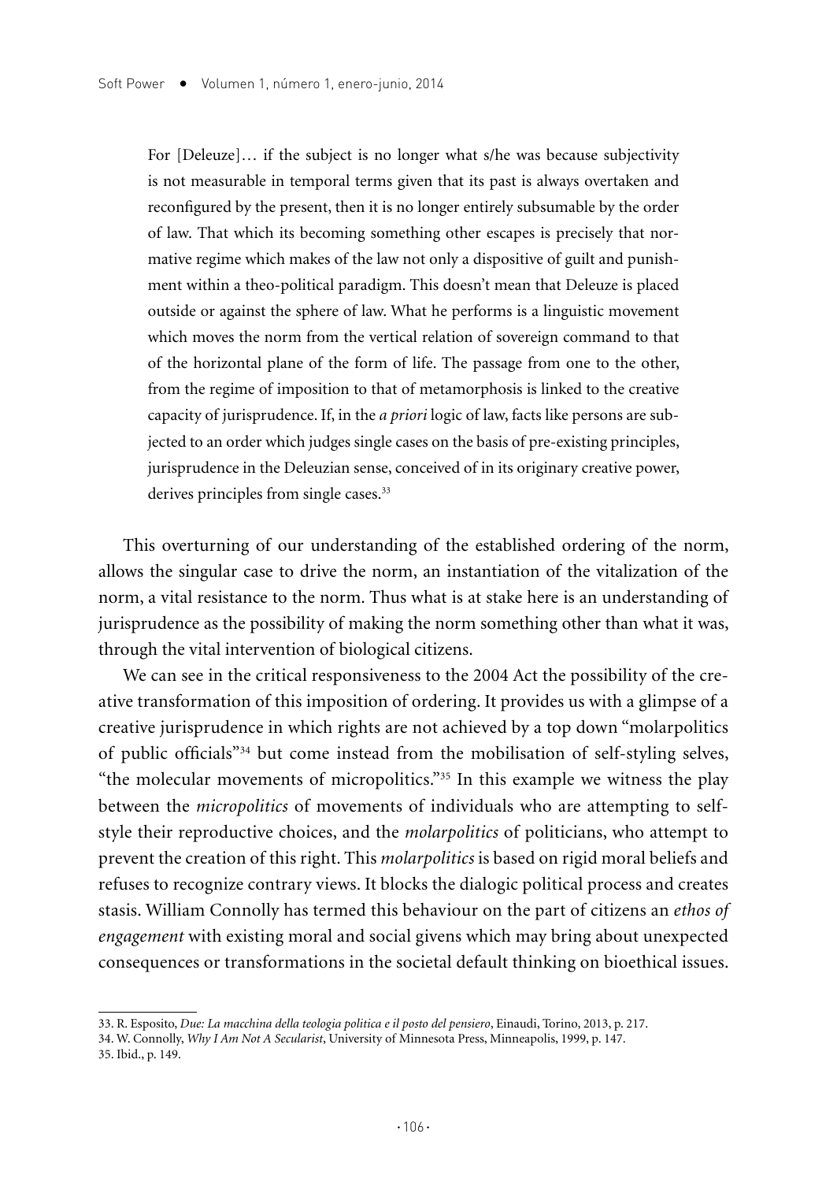> For [Deleuze]… if the subject is no longer what s/he was because subjectivity is not measurable in temporal terms given that its past is always overtaken and reconfigured by the present, then it is no longer entirely subsumable by the order of law. That which its becoming something other escapes is precisely that normative regime which makes of the law not only a dispositive of guilt and punishment within a theo-political paradigm. This doesn't mean that Deleuze is placed outside or against the sphere of law. What he performs is a linguistic movement which moves the norm from the vertical relation of sovereign command to that of the horizontal plane of the form of life. The passage from one to the other, from the regime of imposition to that of metamorphosis is linked to the creative capacity of jurisprudence. If, in the *a priori* logic of law, facts like persons are subjected to an order which judges single cases on the basis of pre-existing principles, jurisprudence in the Deleuzian sense, conceived of in its originary creative power, derives principles from single cases.[33]

This overturning of our understanding of the established ordering of the norm, allows the singular case to drive the norm, an instantiation of the vitalization of the norm, a vital resistance to the norm. Thus what is at stake here is an understanding of jurisprudence as the possibility of making the norm something other than what it was, through the vital intervention of biological citizens.

We can see in the critical responsiveness to the 2004 Act the possibility of the creative transformation of this imposition of ordering. It provides us with a glimpse of a creative jurisprudence in which rights are not achieved by a top down "molarpolitics of public officials"[34] but come instead from the mobilisation of self-styling selves, "the molecular movements of micropolitics."[35] In this example we witness the play between the *micropolitics* of movements of individuals who are attempting to self-style their reproductive choices, and the *molarpolitics* of politicians, who attempt to prevent the creation of this right. This *molarpolitics* is based on rigid moral beliefs and refuses to recognize contrary views. It blocks the dialogic political process and creates stasis. William Connolly has termed this behaviour on the part of citizens an *ethos of engagement* with existing moral and social givens which may bring about unexpected consequences or transformations in the societal default thinking on bioethical issues.

---

33. R. Esposito, *Due: La macchina della teologia politica e il posto del pensiero*, Einaudi, Torino, 2013, p. 217.
34. W. Connolly, *Why I Am Not A Secularist*, University of Minnesota Press, Minneapolis, 1999, p. 147.
35. Ibid., p. 149.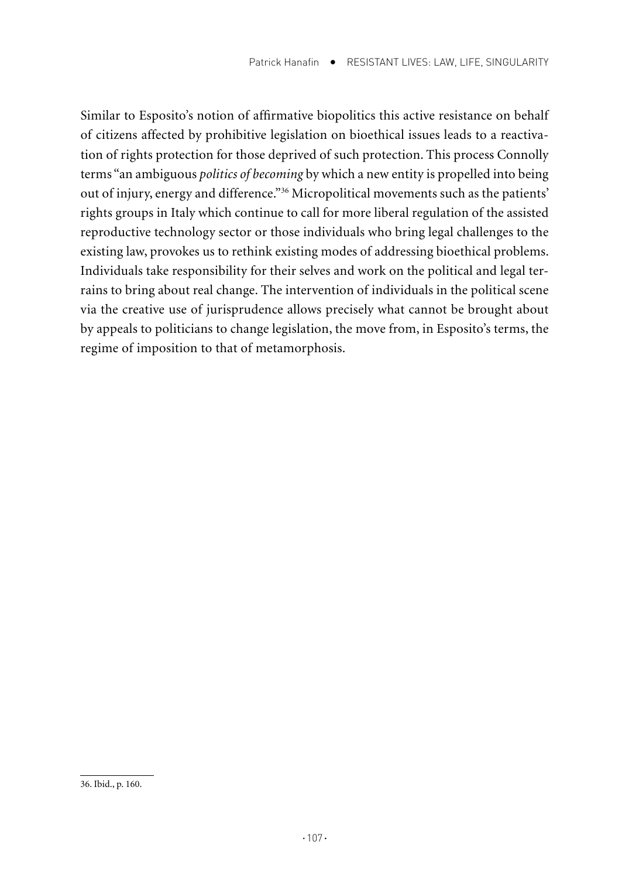Similar to Esposito's notion of affirmative biopolitics this active resistance on behalf of citizens affected by prohibitive legislation on bioethical issues leads to a reactivation of rights protection for those deprived of such protection. This process Connolly terms "an ambiguous *politics of becoming* by which a new entity is propelled into being out of injury, energy and difference."[36] Micropolitical movements such as the patients' rights groups in Italy which continue to call for more liberal regulation of the assisted reproductive technology sector or those individuals who bring legal challenges to the existing law, provokes us to rethink existing modes of addressing bioethical problems. Individuals take responsibility for their selves and work on the political and legal terrains to bring about real change. The intervention of individuals in the political scene via the creative use of jurisprudence allows precisely what cannot be brought about by appeals to politicians to change legislation, the move from, in Esposito's terms, the regime of imposition to that of metamorphosis.

36. Ibid., p. 160.